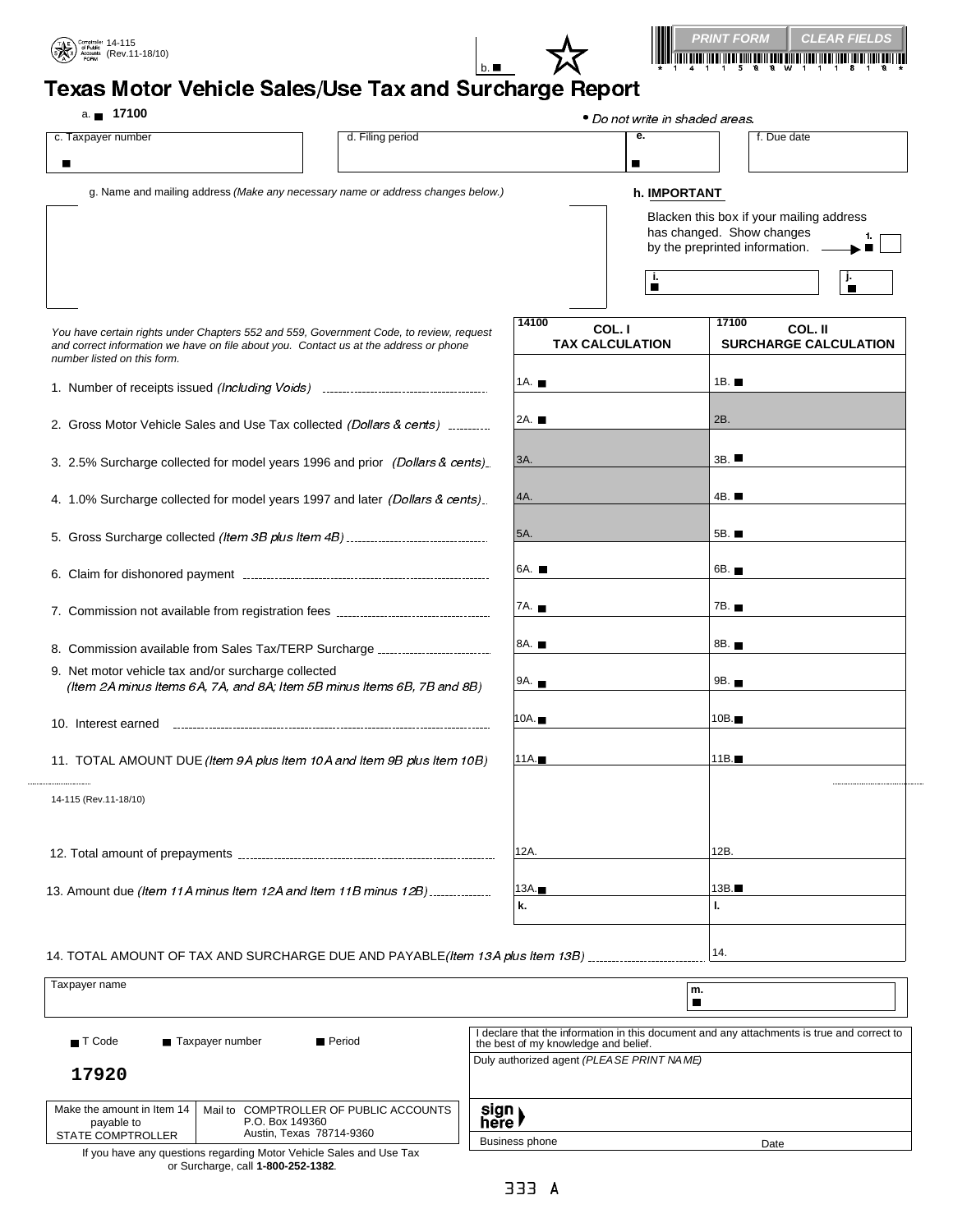14-115
(Rev.11-18/10)

b. ■

PRINT FORM | CLEAR FIELDS

# Texas Motor Vehicle Sales/Use Tax and Surcharge Report

a. ■ 17100

• *Do not write in shaded areas.*

| c. Taxpayer number | d. Filing period | e. | f. Due date |
|---|---|---|---|
| ■ | | ■ | |

g. Name and mailing address *(Make any necessary name or address changes below.)*

**h. IMPORTANT**

Blacken this box if your mailing address has changed. Show changes by the preprinted information. 1. ■ ☐

i. ■ | j. ■

*You have certain rights under Chapters 552 and 559, Government Code, to review, request and correct information we have on file about you. Contact us at the address or phone number listed on this form.*

| | 14100 COL. I TAX CALCULATION | 17100 COL. II SURCHARGE CALCULATION |
|---|---|---|
| 1. Number of receipts issued *(Including Voids)* | 1A. ■ | 1B. ■ |
| 2. Gross Motor Vehicle Sales and Use Tax collected *(Dollars & cents)* | 2A. ■ | 2B. |
| 3. 2.5% Surcharge collected for model years 1996 and prior *(Dollars & cents)* | 3A. | 3B. ■ |
| 4. 1.0% Surcharge collected for model years 1997 and later *(Dollars & cents)* | 4A. | 4B. ■ |
| 5. Gross Surcharge collected *(Item 3B plus Item 4B)* | 5A. | 5B. ■ |
| 6. Claim for dishonored payment | 6A. ■ | 6B. ■ |
| 7. Commission not available from registration fees | 7A. ■ | 7B. ■ |
| 8. Commission available from Sales Tax/TERP Surcharge | 8A. ■ | 8B. ■ |
| 9. Net motor vehicle tax and/or surcharge collected *(Item 2A minus Items 6A, 7A, and 8A; Item 5B minus Items 6B, 7B and 8B)* | 9A. ■ | 9B. ■ |
| 10. Interest earned | 10A. ■ | 10B. ■ |
| 11. TOTAL AMOUNT DUE *(Item 9A plus Item 10A and Item 9B plus Item 10B)* | 11A. ■ | 11B. ■ |

14-115 (Rev.11-18/10)

| | | |
|---|---|---|
| 12. Total amount of prepayments | 12A. | 12B. |
| 13. Amount due *(Item 11A minus Item 12A and Item 11B minus 12B)* | 13A. ■ | 13B. ■ |
| | k. | l. |
| 14. TOTAL AMOUNT OF TAX AND SURCHARGE DUE AND PAYABLE *(Item 13A plus Item 13B)* | | 14. |

Taxpayer name | m. ■

■ T Code | ■ Taxpayer number | ■ Period

**17920**

I declare that the information in this document and any attachments is true and correct to the best of my knowledge and belief.

Duly authorized agent *(PLEASE PRINT NAME)*

sign here

Business phone | Date

| Make the amount in Item 14 payable to STATE COMPTROLLER | Mail to COMPTROLLER OF PUBLIC ACCOUNTS P.O. Box 149360 Austin, Texas 78714-9360 |
|---|---|

If you have any questions regarding Motor Vehicle Sales and Use Tax or Surcharge, call **1-800-252-1382**.

333 A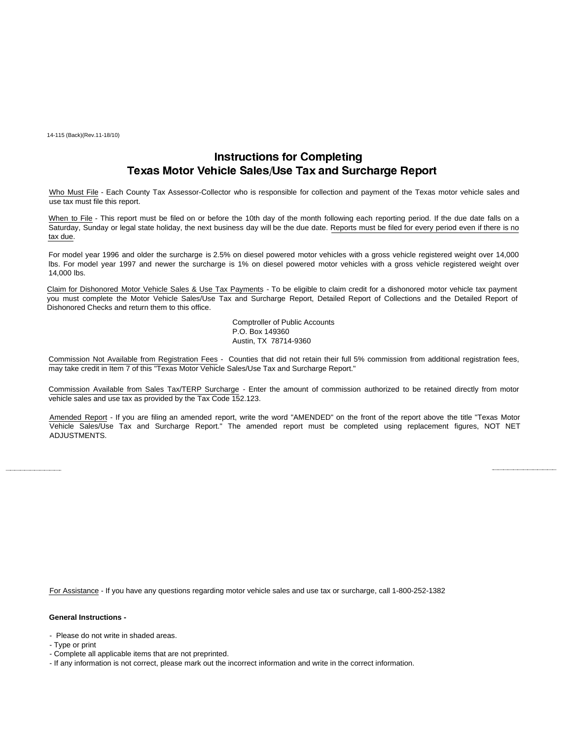14-115 (Back)(Rev.11-18/10)

# Instructions for Completing Texas Motor Vehicle Sales/Use Tax and Surcharge Report

Who Must File - Each County Tax Assessor-Collector who is responsible for collection and payment of the Texas motor vehicle sales and use tax must file this report.

When to File - This report must be filed on or before the 10th day of the month following each reporting period. If the due date falls on a Saturday, Sunday or legal state holiday, the next business day will be the due date. Reports must be filed for every period even if there is no tax due.

For model year 1996 and older the surcharge is 2.5% on diesel powered motor vehicles with a gross vehicle registered weight over 14,000 lbs. For model year 1997 and newer the surcharge is 1% on diesel powered motor vehicles with a gross vehicle registered weight over 14,000 lbs.

Claim for Dishonored Motor Vehicle Sales & Use Tax Payments - To be eligible to claim credit for a dishonored motor vehicle tax payment you must complete the Motor Vehicle Sales/Use Tax and Surcharge Report, Detailed Report of Collections and the Detailed Report of Dishonored Checks and return them to this office.

Comptroller of Public Accounts
P.O. Box 149360
Austin, TX 78714-9360

Commission Not Available from Registration Fees - Counties that did not retain their full 5% commission from additional registration fees, may take credit in Item 7 of this "Texas Motor Vehicle Sales/Use Tax and Surcharge Report."

Commission Available from Sales Tax/TERP Surcharge - Enter the amount of commission authorized to be retained directly from motor vehicle sales and use tax as provided by the Tax Code 152.123.

Amended Report - If you are filing an amended report, write the word "AMENDED" on the front of the report above the title "Texas Motor Vehicle Sales/Use Tax and Surcharge Report." The amended report must be completed using replacement figures, NOT NET ADJUSTMENTS.

For Assistance - If you have any questions regarding motor vehicle sales and use tax or surcharge, call 1-800-252-1382

**General Instructions -**

- Please do not write in shaded areas.
- Type or print
- Complete all applicable items that are not preprinted.
- If any information is not correct, please mark out the incorrect information and write in the correct information.